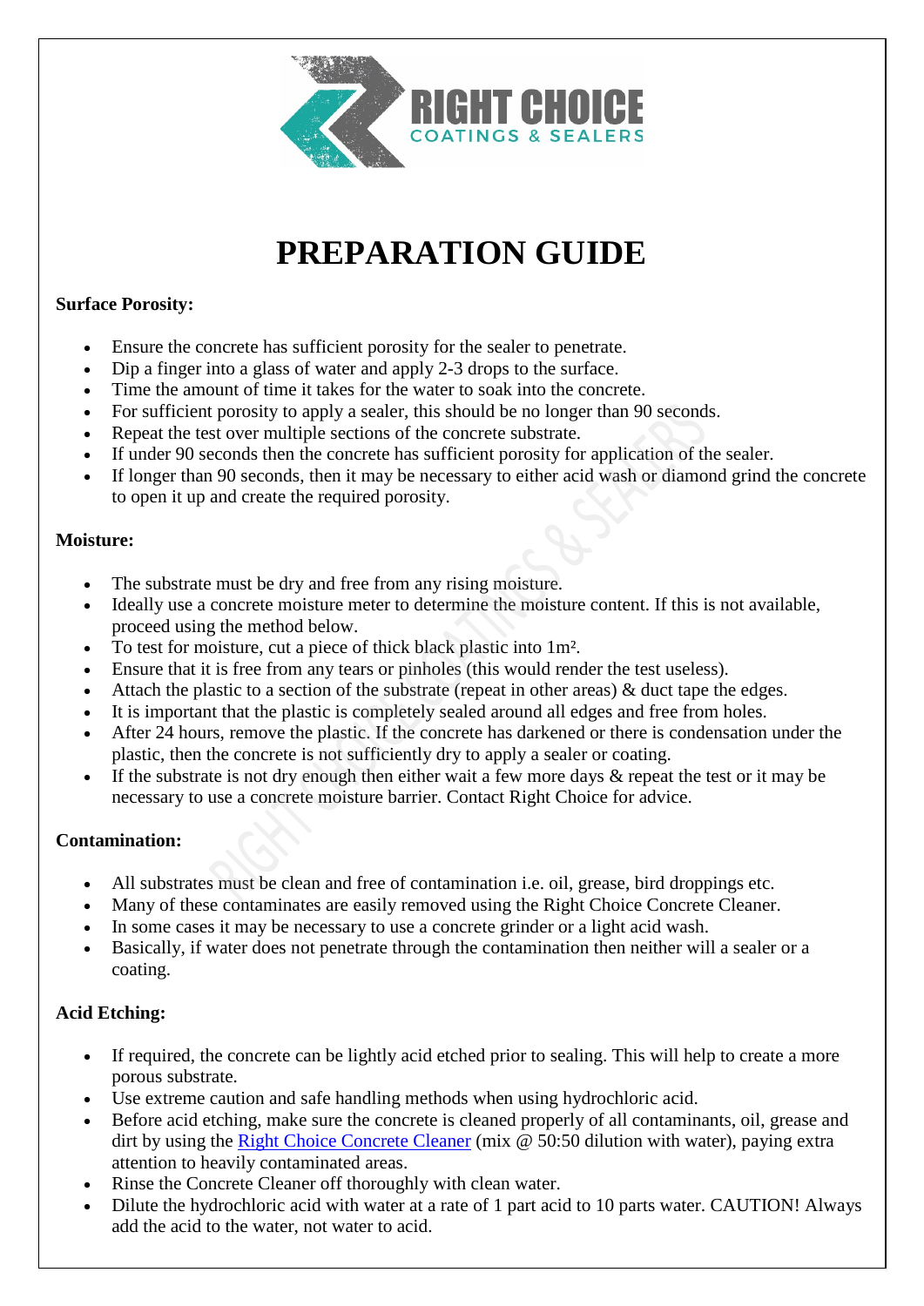# PREPARATION GUIDE

**Surface Porosity:**

- Ensure the concrete has sufficient porosity for the sealer to penetrate.
- Dip a finger into a glass of water and apply 2-3 drops to the surface.
- Time the amount of time it takes for the water to soak into the concrete.
- For sufficient porosity to apply a sealer, this should be no longer than 90 seconds.
- Repeat the test over multiple sections of the concrete substrate.
- If under 90 seconds then the concrete has sufficient porosity for application of the sealer.
- If longer than 90 seconds, then it may be necessary to either acid wash or diamond grind the concrete to open it up and create the required porosity.

**Moisture:**

- The substrate must be dry and free from any rising moisture.
- Ideally use a concrete moisture meter to determine the moisture content. If this is not available, proceed using the method below.
- To test for moisture, cut a piece of thick black plastic into 1m².
- Ensure that it is free from any tears or pinholes (this would render the test useless).
- Attach the plastic to a section of the substrate (repeat in other areas) & duct tape the edges.
- It is important that the plastic is completely sealed around all edges and free from holes.
- After 24 hours, remove the plastic. If the concrete has darkened or there is condensation under the plastic, then the concrete is not sufficiently dry to apply a sealer or coating.
- If the substrate is not dry enough then either wait a few more days & repeat the test or it may be necessary to use a concrete moisture barrier. Contact Right Choice for advice.

**Contamination:**

- All substrates must be clean and free of contamination i.e. oil, grease, bird droppings etc.
- Many of these contaminates are easily removed using the Right Choice Concrete Cleaner.
- In some cases it may be necessary to use a concrete grinder or a light acid wash.
- Basically, if water does not penetrate through the contamination then neither will a sealer or a coating.

**Acid Etching:**

- If required, the concrete can be lightly acid etched prior to sealing. This will help to create a more porous substrate.
- Use extreme caution and safe handling methods when using hydrochloric acid.
- Before acid etching, make sure the concrete is cleaned properly of all contaminants, oil, grease and dirt by using the Right Choice Concrete Cleaner (mix @ 50:50 dilution with water), paying extra attention to heavily contaminated areas.
- Rinse the Concrete Cleaner off thoroughly with clean water.
- Dilute the hydrochloric acid with water at a rate of 1 part acid to 10 parts water. CAUTION! Always add the acid to the water, not water to acid.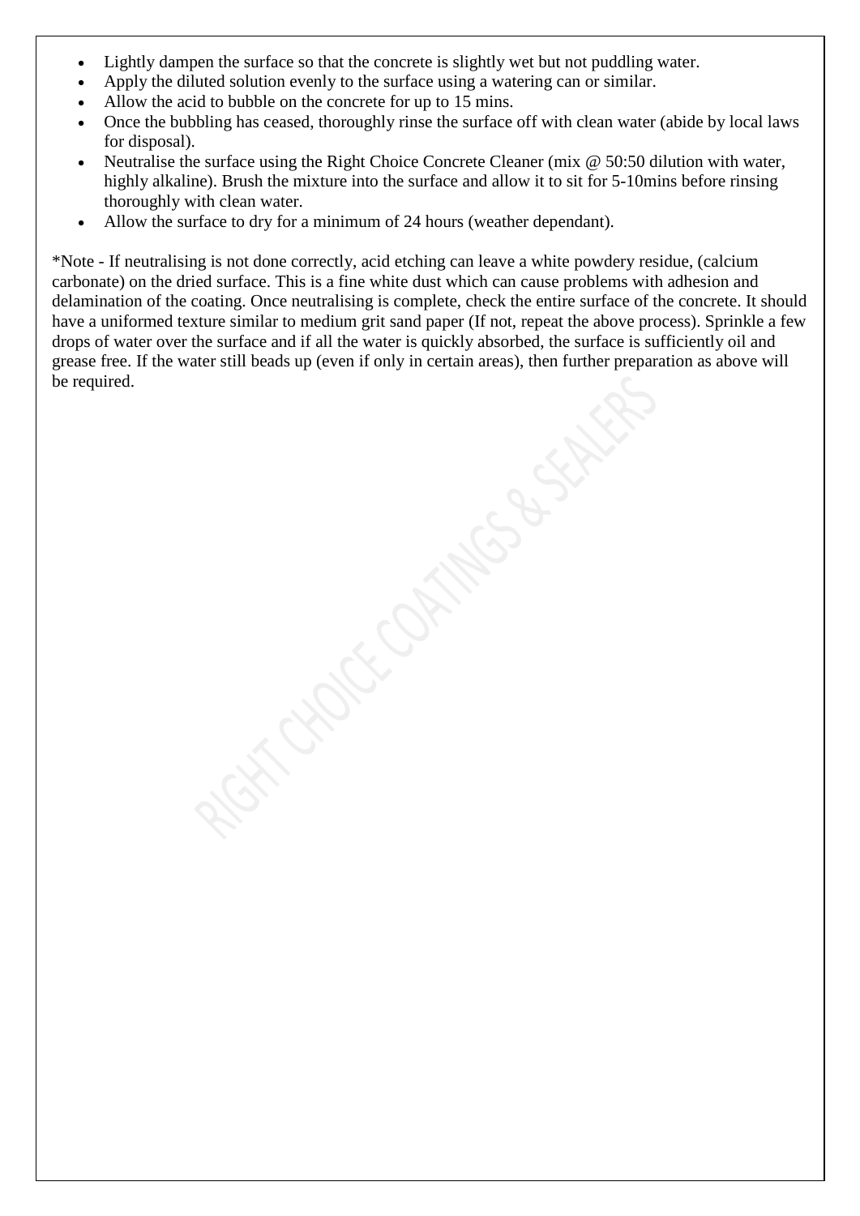- Lightly dampen the surface so that the concrete is slightly wet but not puddling water.
- Apply the diluted solution evenly to the surface using a watering can or similar.
- Allow the acid to bubble on the concrete for up to 15 mins.
- Once the bubbling has ceased, thoroughly rinse the surface off with clean water (abide by local laws for disposal).
- Neutralise the surface using the Right Choice Concrete Cleaner (mix @ 50:50 dilution with water, highly alkaline). Brush the mixture into the surface and allow it to sit for 5-10mins before rinsing thoroughly with clean water.
- Allow the surface to dry for a minimum of 24 hours (weather dependant).

*Note - If neutralising is not done correctly, acid etching can leave a white powdery residue, (calcium carbonate) on the dried surface. This is a fine white dust which can cause problems with adhesion and delamination of the coating. Once neutralising is complete, check the entire surface of the concrete. It should have a uniformed texture similar to medium grit sand paper (If not, repeat the above process). Sprinkle a few drops of water over the surface and if all the water is quickly absorbed, the surface is sufficiently oil and grease free. If the water still beads up (even if only in certain areas), then further preparation as above will be required.